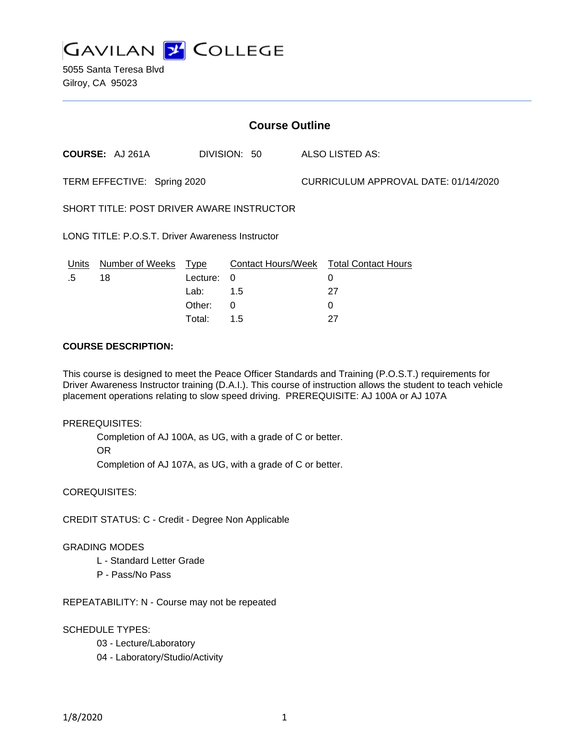# GAVILAN COLLEGE

5055 Santa Teresa Blvd
Gilroy, CA 95023

## Course Outline

**COURSE:** AJ 261A DIVISION: 50 ALSO LISTED AS:

TERM EFFECTIVE: Spring 2020 CURRICULUM APPROVAL DATE: 01/14/2020

SHORT TITLE: POST DRIVER AWARE INSTRUCTOR

LONG TITLE: P.O.S.T. Driver Awareness Instructor

| Units | Number of Weeks | Type | Contact Hours/Week | Total Contact Hours |
|---|---|---|---|---|
| .5 | 18 | Lecture: | 0 | 0 |
| | | Lab: | 1.5 | 27 |
| | | Other: | 0 | 0 |
| | | Total: | 1.5 | 27 |

**COURSE DESCRIPTION:**

This course is designed to meet the Peace Officer Standards and Training (P.O.S.T.) requirements for Driver Awareness Instructor training (D.A.I.). This course of instruction allows the student to teach vehicle placement operations relating to slow speed driving. PREREQUISITE: AJ 100A or AJ 107A

PREREQUISITES:

Completion of AJ 100A, as UG, with a grade of C or better.

OR

Completion of AJ 107A, as UG, with a grade of C or better.

COREQUISITES:

CREDIT STATUS: C - Credit - Degree Non Applicable

GRADING MODES

- L - Standard Letter Grade
- P - Pass/No Pass

REPEATABILITY: N - Course may not be repeated

SCHEDULE TYPES:

- 03 - Lecture/Laboratory
- 04 - Laboratory/Studio/Activity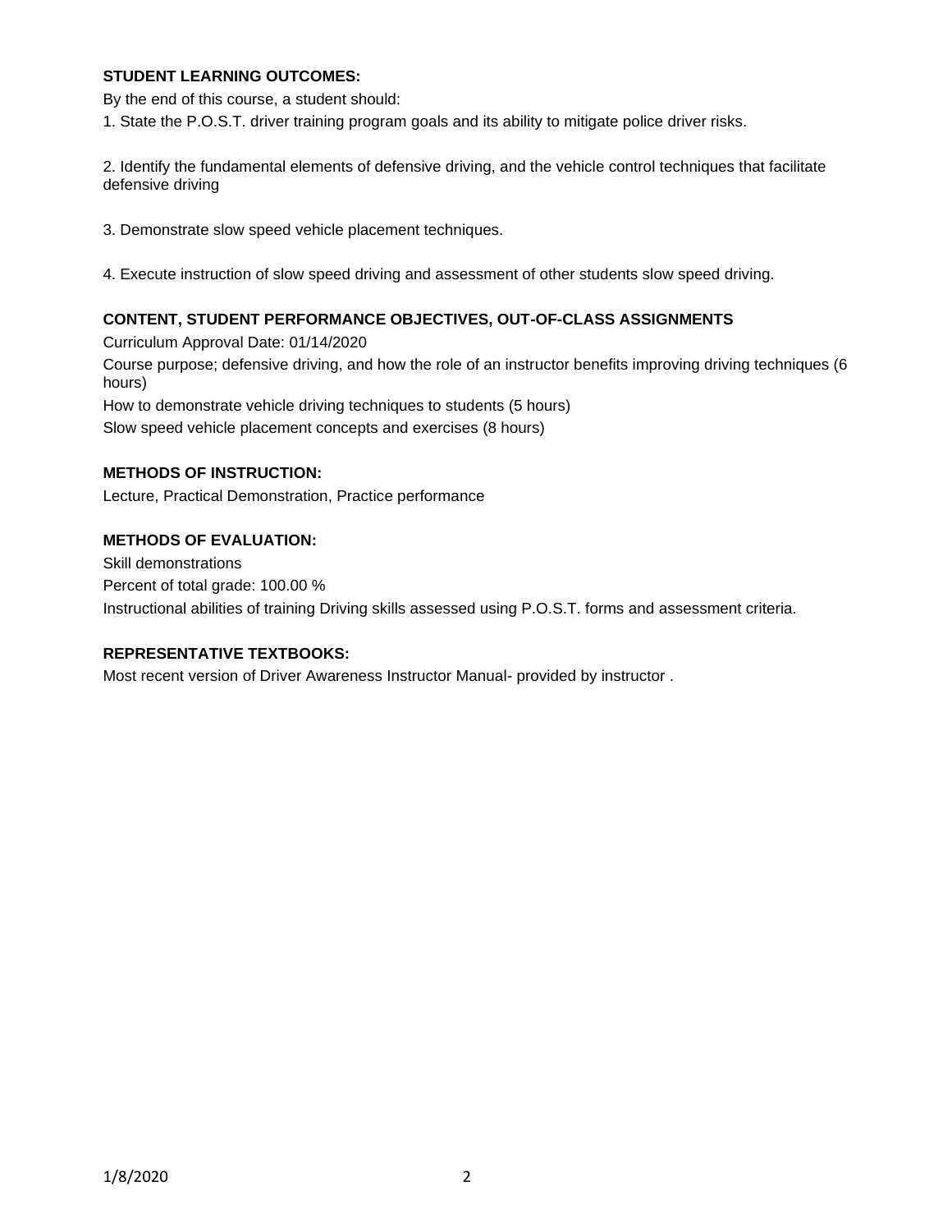**STUDENT LEARNING OUTCOMES:**

By the end of this course, a student should:

1. State the P.O.S.T. driver training program goals and its ability to mitigate police driver risks.

2. Identify the fundamental elements of defensive driving, and the vehicle control techniques that facilitate defensive driving

3. Demonstrate slow speed vehicle placement techniques.

4. Execute instruction of slow speed driving and assessment of other students slow speed driving.

**CONTENT, STUDENT PERFORMANCE OBJECTIVES, OUT-OF-CLASS ASSIGNMENTS**

Curriculum Approval Date: 01/14/2020

Course purpose; defensive driving, and how the role of an instructor benefits improving driving techniques (6 hours)

How to demonstrate vehicle driving techniques to students (5 hours)

Slow speed vehicle placement concepts and exercises (8 hours)

**METHODS OF INSTRUCTION:**

Lecture, Practical Demonstration, Practice performance

**METHODS OF EVALUATION:**

Skill demonstrations

Percent of total grade: 100.00 %

Instructional abilities of training Driving skills assessed using P.O.S.T. forms and assessment criteria.

**REPRESENTATIVE TEXTBOOKS:**

Most recent version of Driver Awareness Instructor Manual- provided by instructor .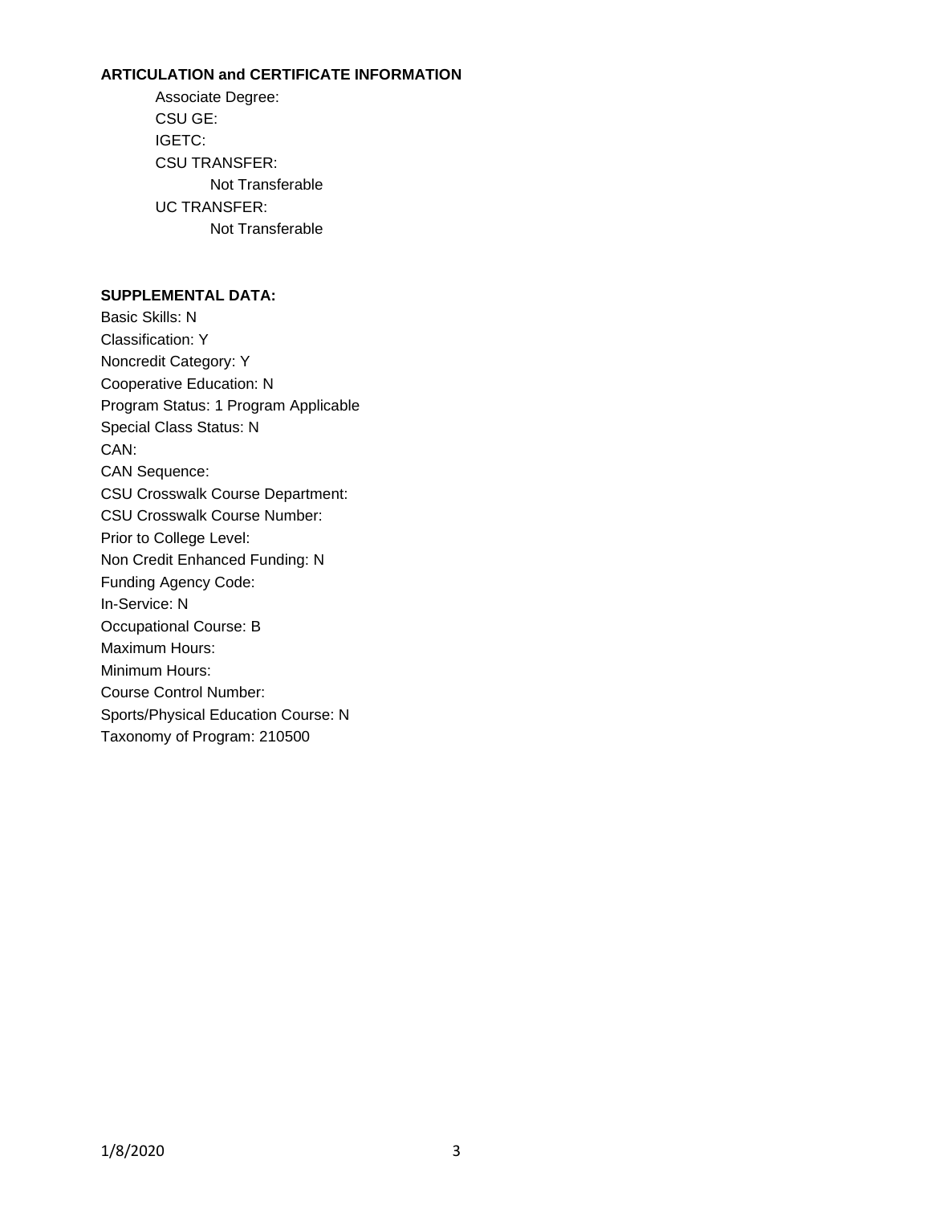**ARTICULATION and CERTIFICATE INFORMATION**

Associate Degree:
CSU GE:
IGETC:
CSU TRANSFER:
Not Transferable
UC TRANSFER:
Not Transferable

**SUPPLEMENTAL DATA:**

Basic Skills: N
Classification: Y
Noncredit Category: Y
Cooperative Education: N
Program Status: 1 Program Applicable
Special Class Status: N
CAN:
CAN Sequence:
CSU Crosswalk Course Department:
CSU Crosswalk Course Number:
Prior to College Level:
Non Credit Enhanced Funding: N
Funding Agency Code:
In-Service: N
Occupational Course: B
Maximum Hours:
Minimum Hours:
Course Control Number:
Sports/Physical Education Course: N
Taxonomy of Program: 210500